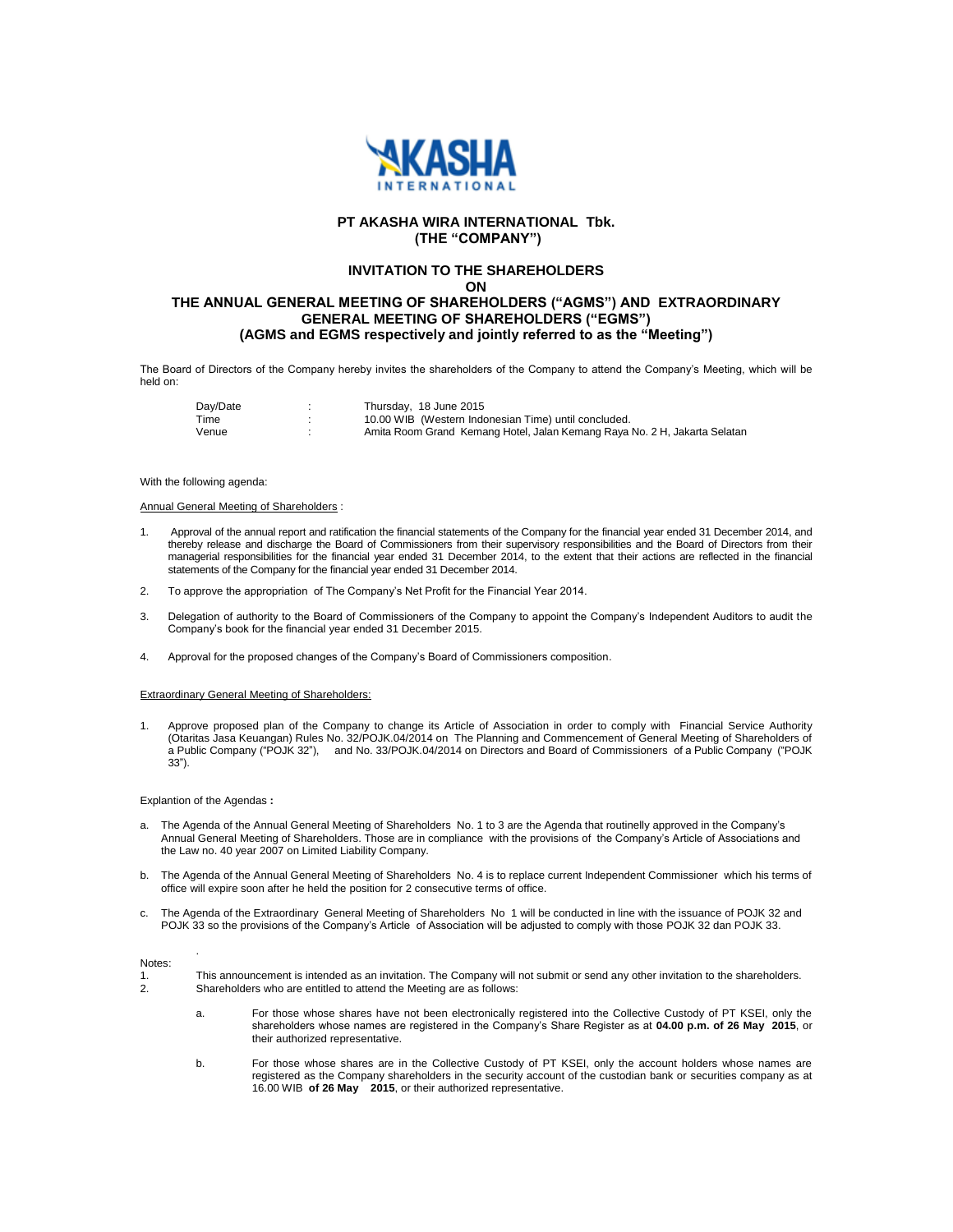**PT AKASHA WIRA INTERNATIONAL Tbk.**
**(THE "COMPANY")**

**INVITATION TO THE SHAREHOLDERS**
**ON**
**THE ANNUAL GENERAL MEETING OF SHAREHOLDERS ("AGMS") AND EXTRAORDINARY GENERAL MEETING OF SHAREHOLDERS ("EGMS")**
**(AGMS and EGMS respectively and jointly referred to as the "Meeting")**

The Board of Directors of the Company hereby invites the shareholders of the Company to attend the Company's Meeting, which will be held on:

| | | |
|---|---|---|
| Day/Date | : | Thursday, 18 June 2015 |
| Time | : | 10.00 WIB (Western Indonesian Time) until concluded. |
| Venue | : | Amita Room Grand Kemang Hotel, Jalan Kemang Raya No. 2 H, Jakarta Selatan |

With the following agenda:

Annual General Meeting of Shareholders :

1. Approval of the annual report and ratification the financial statements of the Company for the financial year ended 31 December 2014, and thereby release and discharge the Board of Commissioners from their supervisory responsibilities and the Board of Directors from their managerial responsibilities for the financial year ended 31 December 2014, to the extent that their actions are reflected in the financial statements of the Company for the financial year ended 31 December 2014.
2. To approve the appropriation of The Company's Net Profit for the Financial Year 2014.
3. Delegation of authority to the Board of Commissioners of the Company to appoint the Company's Independent Auditors to audit the Company's book for the financial year ended 31 December 2015.
4. Approval for the proposed changes of the Company's Board of Commissioners composition.

Extraordinary General Meeting of Shareholders:

1. Approve proposed plan of the Company to change its Article of Association in order to comply with Financial Service Authority (Otaritas Jasa Keuangan) Rules No. 32/POJK.04/2014 on The Planning and Commencement of General Meeting of Shareholders of a Public Company ("POJK 32"), and No. 33/POJK.04/2014 on Directors and Board of Commissioners of a Public Company ("POJK 33").

Explantion of the Agendas **:**

a. The Agenda of the Annual General Meeting of Shareholders No. 1 to 3 are the Agenda that routinelly approved in the Company's Annual General Meeting of Shareholders. Those are in compliance with the provisions of the Company's Article of Associations and the Law no. 40 year 2007 on Limited Liability Company.
b. The Agenda of the Annual General Meeting of Shareholders No. 4 is to replace current Independent Commissioner which his terms of office will expire soon after he held the position for 2 consecutive terms of office.
c. The Agenda of the Extraordinary General Meeting of Shareholders No 1 will be conducted in line with the issuance of POJK 32 and POJK 33 so the provisions of the Company's Article of Association will be adjusted to comply with those POJK 32 dan POJK 33.

Notes:

1. This announcement is intended as an invitation. The Company will not submit or send any other invitation to the shareholders.
2. Shareholders who are entitled to attend the Meeting are as follows:

   a. For those whose shares have not been electronically registered into the Collective Custody of PT KSEI, only the shareholders whose names are registered in the Company's Share Register as at **04.00 p.m. of 26 May 2015**, or their authorized representative.

   b. For those whose shares are in the Collective Custody of PT KSEI, only the account holders whose names are registered as the Company shareholders in the security account of the custodian bank or securities company as at 16.00 WIB **of 26 May 2015**, or their authorized representative.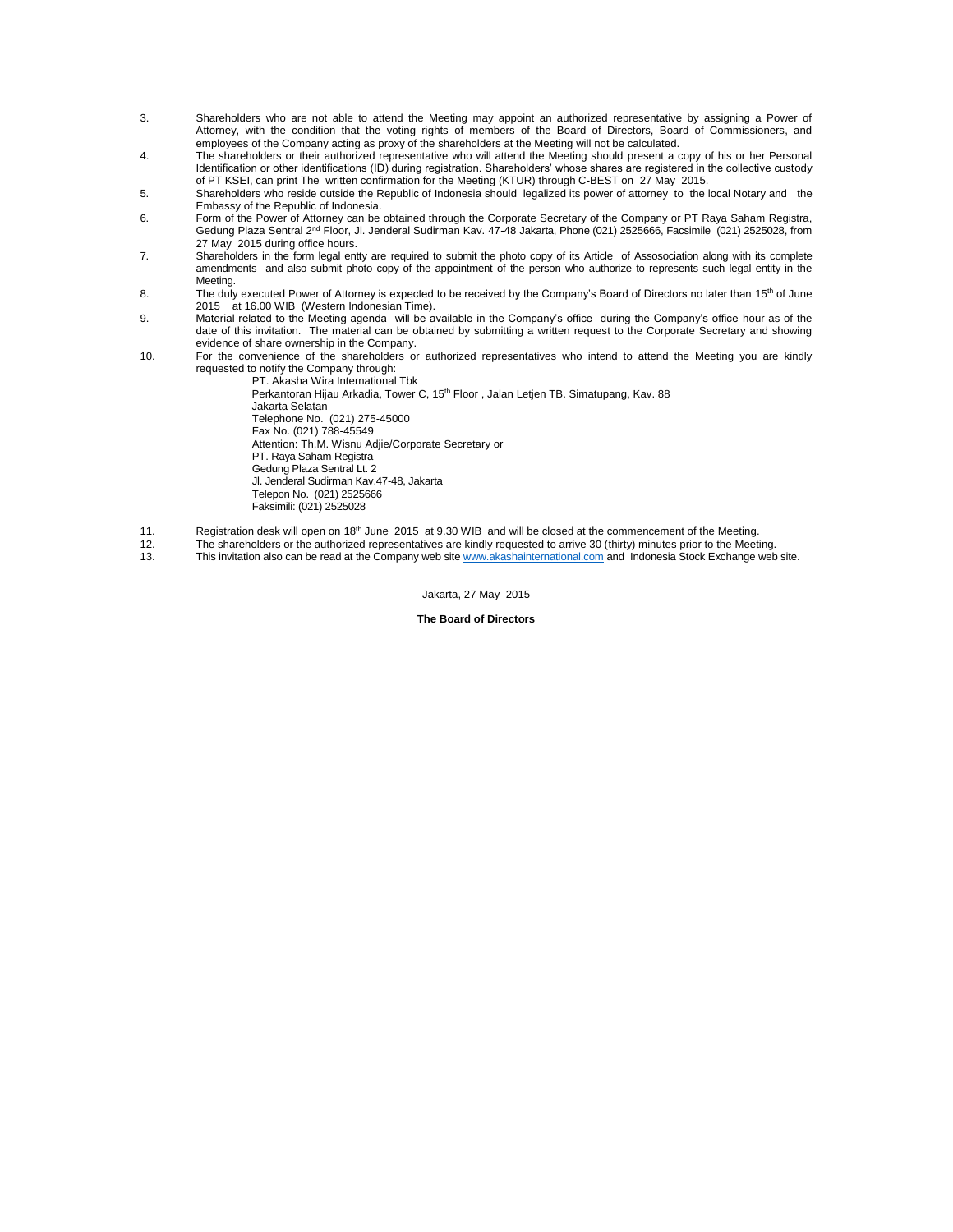3. Shareholders who are not able to attend the Meeting may appoint an authorized representative by assigning a Power of Attorney, with the condition that the voting rights of members of the Board of Directors, Board of Commissioners, and employees of the Company acting as proxy of the shareholders at the Meeting will not be calculated.
4. The shareholders or their authorized representative who will attend the Meeting should present a copy of his or her Personal Identification or other identifications (ID) during registration. Shareholders' whose shares are registered in the collective custody of PT KSEI, can print The written confirmation for the Meeting (KTUR) through C-BEST on 27 May 2015.
5. Shareholders who reside outside the Republic of Indonesia should legalized its power of attorney to the local Notary and the Embassy of the Republic of Indonesia.
6. Form of the Power of Attorney can be obtained through the Corporate Secretary of the Company or PT Raya Saham Registra, Gedung Plaza Sentral 2nd Floor, Jl. Jenderal Sudirman Kav. 47-48 Jakarta, Phone (021) 2525666, Facsimile (021) 2525028, from 27 May 2015 during office hours.
7. Shareholders in the form legal entty are required to submit the photo copy of its Article of Assosociation along with its complete amendments and also submit photo copy of the appointment of the person who authorize to represents such legal entity in the Meeting.
8. The duly executed Power of Attorney is expected to be received by the Company's Board of Directors no later than 15th of June 2015 at 16.00 WIB (Western Indonesian Time).
9. Material related to the Meeting agenda will be available in the Company's office during the Company's office hour as of the date of this invitation. The material can be obtained by submitting a written request to the Corporate Secretary and showing evidence of share ownership in the Company.
10. For the convenience of the shareholders or authorized representatives who intend to attend the Meeting you are kindly requested to notify the Company through:

    PT. Akasha Wira International Tbk
    Perkantoran Hijau Arkadia, Tower C, 15th Floor , Jalan Letjen TB. Simatupang, Kav. 88
    Jakarta Selatan
    Telephone No. (021) 275-45000
    Fax No. (021) 788-45549
    Attention: Th.M. Wisnu Adjie/Corporate Secretary or
    PT. Raya Saham Registra
    Gedung Plaza Sentral Lt. 2
    Jl. Jenderal Sudirman Kav.47-48, Jakarta
    Telepon No. (021) 2525666
    Faksimili: (021) 2525028

11. Registration desk will open on 18th June 2015 at 9.30 WIB and will be closed at the commencement of the Meeting.
12. The shareholders or the authorized representatives are kindly requested to arrive 30 (thirty) minutes prior to the Meeting.
13. This invitation also can be read at the Company web site www.akashainternational.com and Indonesia Stock Exchange web site.

Jakarta, 27 May 2015

**The Board of Directors**